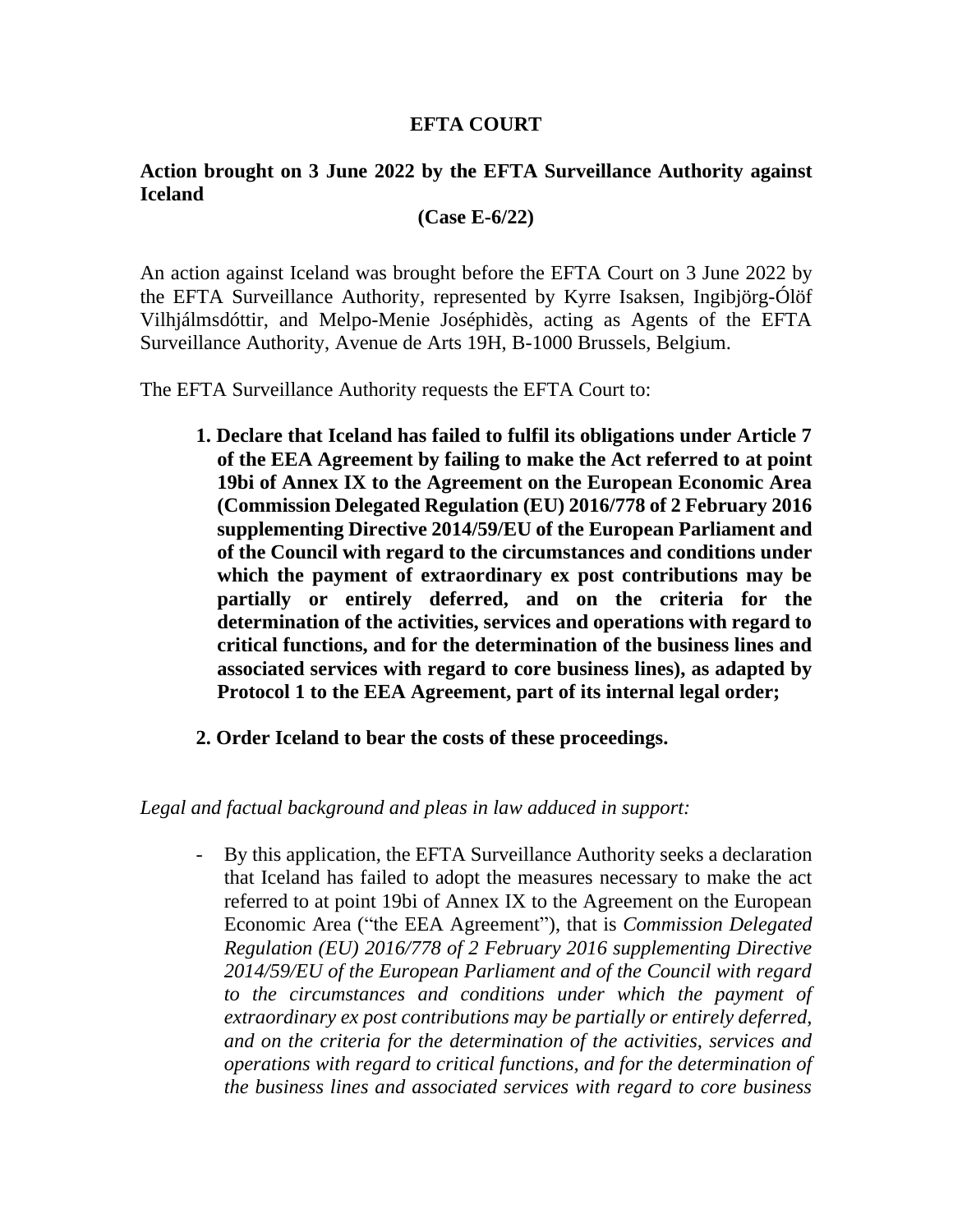# EFTA COURT

## Action brought on 3 June 2022 by the EFTA Surveillance Authority against Iceland

**(Case E-6/22)**

An action against Iceland was brought before the EFTA Court on 3 June 2022 by the EFTA Surveillance Authority, represented by Kyrre Isaksen, Ingibjörg-Ólöf Vilhjálmsdóttir, and Melpo-Menie Joséphidès, acting as Agents of the EFTA Surveillance Authority, Avenue de Arts 19H, B-1000 Brussels, Belgium.

The EFTA Surveillance Authority requests the EFTA Court to:

1. **Declare that Iceland has failed to fulfil its obligations under Article 7 of the EEA Agreement by failing to make the Act referred to at point 19bi of Annex IX to the Agreement on the European Economic Area (Commission Delegated Regulation (EU) 2016/778 of 2 February 2016 supplementing Directive 2014/59/EU of the European Parliament and of the Council with regard to the circumstances and conditions under which the payment of extraordinary ex post contributions may be partially or entirely deferred, and on the criteria for the determination of the activities, services and operations with regard to critical functions, and for the determination of the business lines and associated services with regard to core business lines), as adapted by Protocol 1 to the EEA Agreement, part of its internal legal order;**

2. **Order Iceland to bear the costs of these proceedings.**

*Legal and factual background and pleas in law adduced in support:*

- By this application, the EFTA Surveillance Authority seeks a declaration that Iceland has failed to adopt the measures necessary to make the act referred to at point 19bi of Annex IX to the Agreement on the European Economic Area ("the EEA Agreement"), that is *Commission Delegated Regulation (EU) 2016/778 of 2 February 2016 supplementing Directive 2014/59/EU of the European Parliament and of the Council with regard to the circumstances and conditions under which the payment of extraordinary ex post contributions may be partially or entirely deferred, and on the criteria for the determination of the activities, services and operations with regard to critical functions, and for the determination of the business lines and associated services with regard to core business*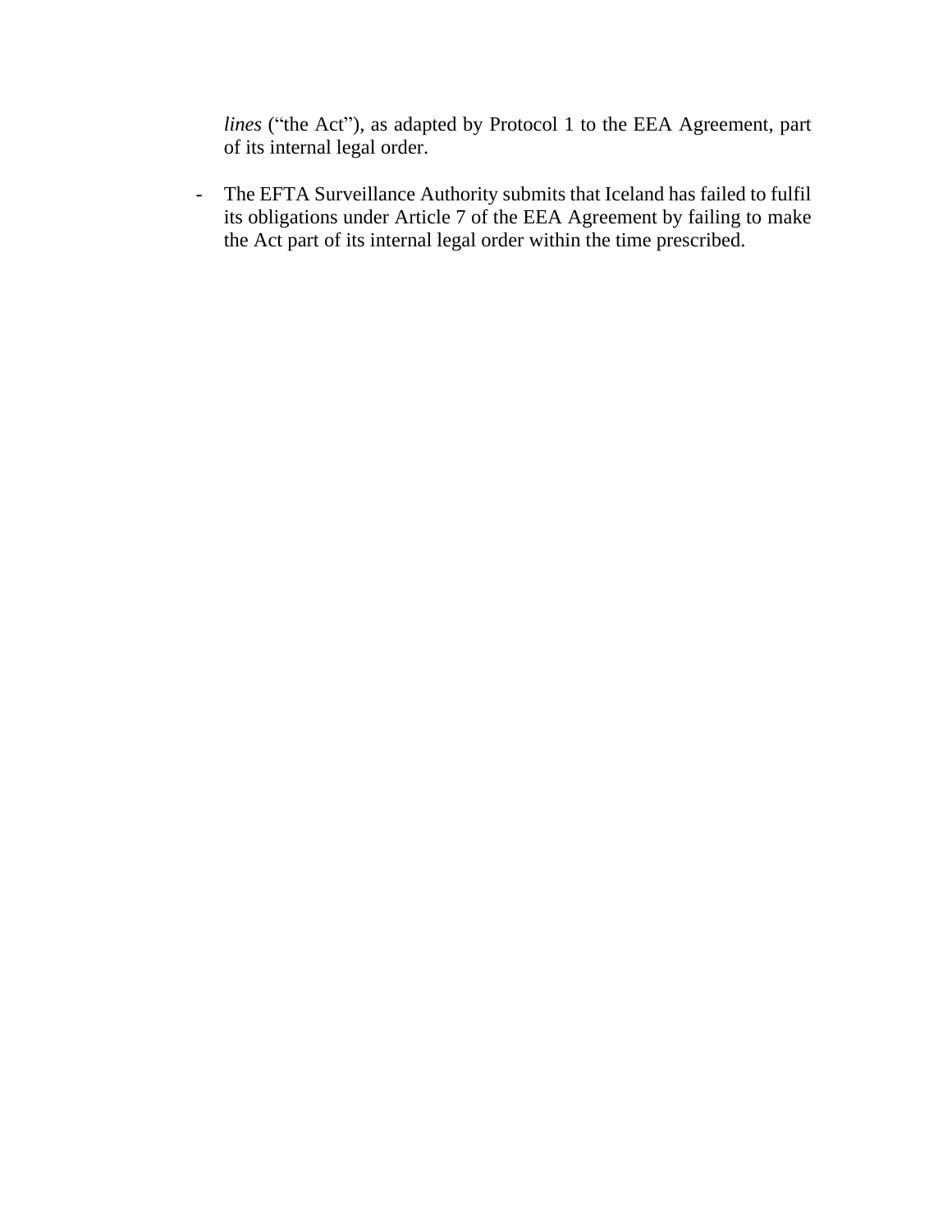*lines* ("the Act"), as adapted by Protocol 1 to the EEA Agreement, part of its internal legal order.

- The EFTA Surveillance Authority submits that Iceland has failed to fulfil its obligations under Article 7 of the EEA Agreement by failing to make the Act part of its internal legal order within the time prescribed.